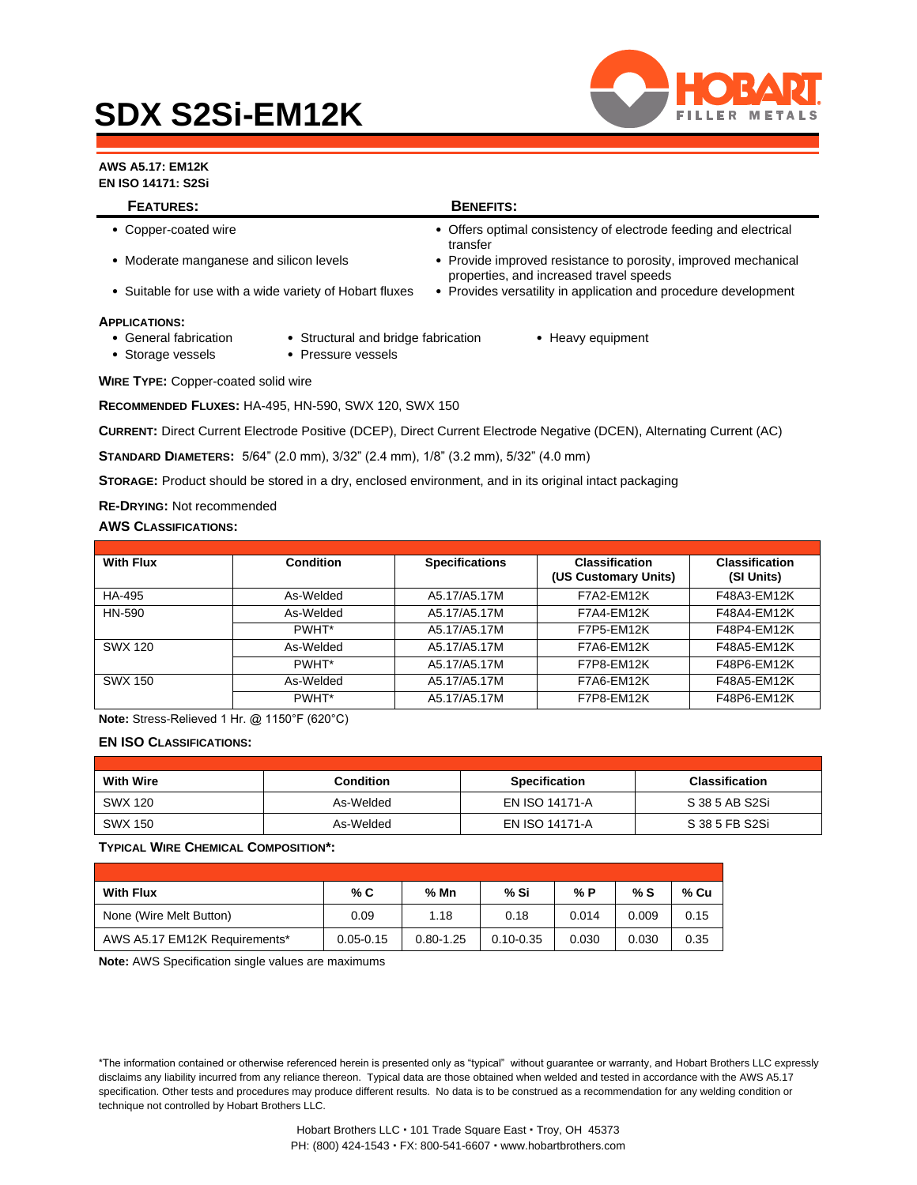# SDX S2Si-EM12K

**AWS A5.17: EM12K**
**EN ISO 14171: S2Si**

| FEATURES: | BENEFITS: |
|---|---|
| • Copper-coated wire | • Offers optimal consistency of electrode feeding and electrical transfer |
| • Moderate manganese and silicon levels | • Provide improved resistance to porosity, improved mechanical properties, and increased travel speeds |
| • Suitable for use with a wide variety of Hobart fluxes | • Provides versatility in application and procedure development |

**APPLICATIONS:**

- General fabrication
- Storage vessels
- Structural and bridge fabrication
- Pressure vessels
- Heavy equipment

**WIRE TYPE:** Copper-coated solid wire

**RECOMMENDED FLUXES:** HA-495, HN-590, SWX 120, SWX 150

**CURRENT:** Direct Current Electrode Positive (DCEP), Direct Current Electrode Negative (DCEN), Alternating Current (AC)

**STANDARD DIAMETERS:** 5/64" (2.0 mm), 3/32" (2.4 mm), 1/8" (3.2 mm), 5/32" (4.0 mm)

**STORAGE:** Product should be stored in a dry, enclosed environment, and in its original intact packaging

**RE-DRYING:** Not recommended

**AWS CLASSIFICATIONS:**

| With Flux | Condition | Specifications | Classification (US Customary Units) | Classification (SI Units) |
|---|---|---|---|---|
| HA-495 | As-Welded | A5.17/A5.17M | F7A2-EM12K | F48A3-EM12K |
| HN-590 | As-Welded | A5.17/A5.17M | F7A4-EM12K | F48A4-EM12K |
| | PWHT* | A5.17/A5.17M | F7P5-EM12K | F48P4-EM12K |
| SWX 120 | As-Welded | A5.17/A5.17M | F7A6-EM12K | F48A5-EM12K |
| | PWHT* | A5.17/A5.17M | F7P8-EM12K | F48P6-EM12K |
| SWX 150 | As-Welded | A5.17/A5.17M | F7A6-EM12K | F48A5-EM12K |
| | PWHT* | A5.17/A5.17M | F7P8-EM12K | F48P6-EM12K |

**Note:** Stress-Relieved 1 Hr. @ 1150°F (620°C)

**EN ISO CLASSIFICATIONS:**

| With Wire | Condition | Specification | Classification |
|---|---|---|---|
| SWX 120 | As-Welded | EN ISO 14171-A | S 38 5 AB S2Si |
| SWX 150 | As-Welded | EN ISO 14171-A | S 38 5 FB S2Si |

**TYPICAL WIRE CHEMICAL COMPOSITION*:**

| With Flux | % C | % Mn | % Si | % P | % S | % Cu |
|---|---|---|---|---|---|---|
| None (Wire Melt Button) | 0.09 | 1.18 | 0.18 | 0.014 | 0.009 | 0.15 |
| AWS A5.17 EM12K Requirements* | 0.05-0.15 | 0.80-1.25 | 0.10-0.35 | 0.030 | 0.030 | 0.35 |

**Note:** AWS Specification single values are maximums

*The information contained or otherwise referenced herein is presented only as "typical" without guarantee or warranty, and Hobart Brothers LLC expressly disclaims any liability incurred from any reliance thereon. Typical data are those obtained when welded and tested in accordance with the AWS A5.17 specification. Other tests and procedures may produce different results. No data is to be construed as a recommendation for any welding condition or technique not controlled by Hobart Brothers LLC.

Hobart Brothers LLC • 101 Trade Square East • Troy, OH 45373
PH: (800) 424-1543 • FX: 800-541-6607 • www.hobartbrothers.com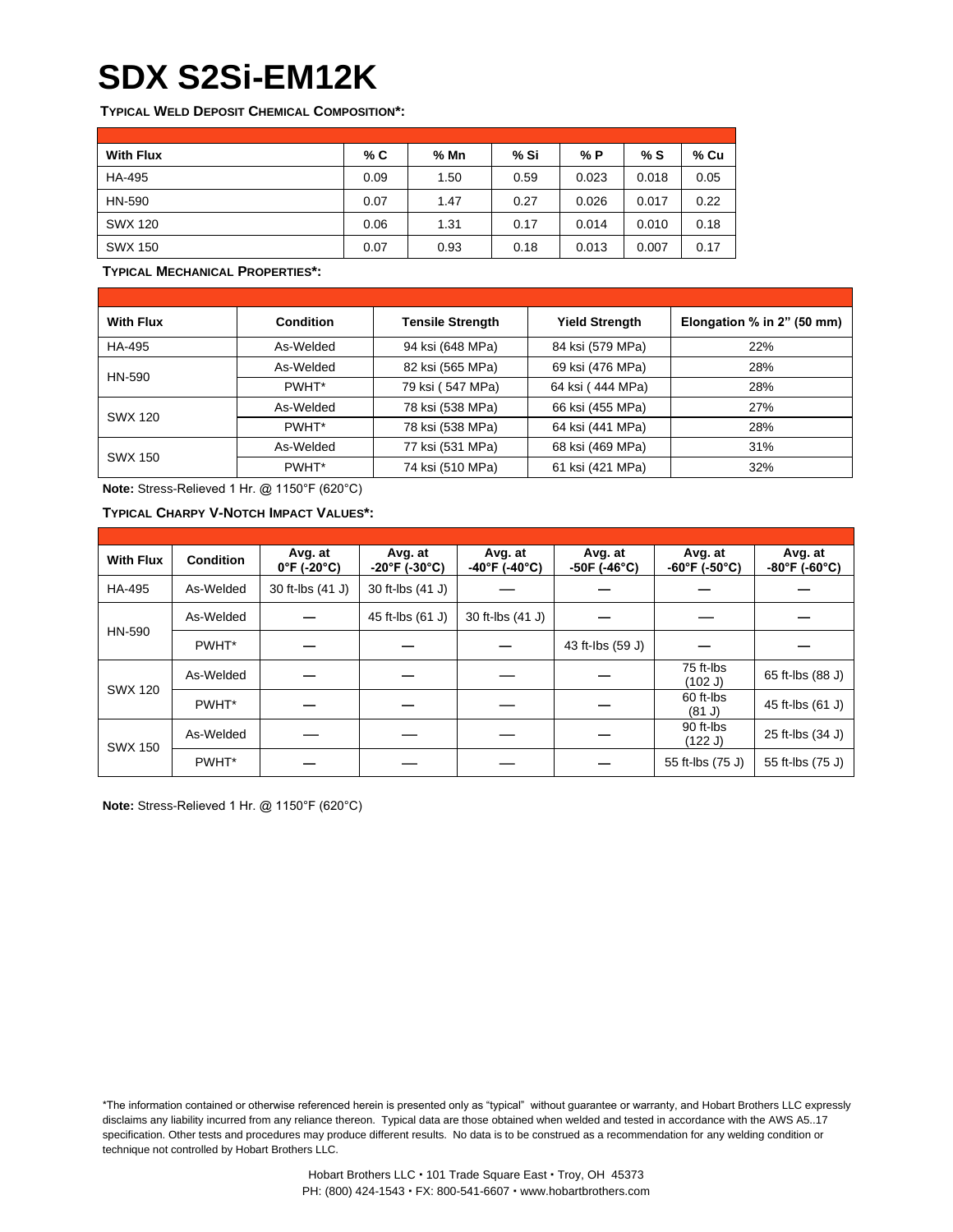# SDX S2Si-EM12K

**Typical Weld Deposit Chemical Composition*:**

| With Flux | % C | % Mn | % Si | % P | % S | % Cu |
|---|---|---|---|---|---|---|
| HA-495 | 0.09 | 1.50 | 0.59 | 0.023 | 0.018 | 0.05 |
| HN-590 | 0.07 | 1.47 | 0.27 | 0.026 | 0.017 | 0.22 |
| SWX 120 | 0.06 | 1.31 | 0.17 | 0.014 | 0.010 | 0.18 |
| SWX 150 | 0.07 | 0.93 | 0.18 | 0.013 | 0.007 | 0.17 |

**Typical Mechanical Properties*:**

| With Flux | Condition | Tensile Strength | Yield Strength | Elongation % in 2" (50 mm) |
|---|---|---|---|---|
| HA-495 | As-Welded | 94 ksi (648 MPa) | 84 ksi (579 MPa) | 22% |
| HN-590 | As-Welded | 82 ksi (565 MPa) | 69 ksi (476 MPa) | 28% |
| | PWHT* | 79 ksi ( 547 MPa) | 64 ksi ( 444 MPa) | 28% |
| SWX 120 | As-Welded | 78 ksi (538 MPa) | 66 ksi (455 MPa) | 27% |
| | PWHT* | 78 ksi (538 MPa) | 64 ksi (441 MPa) | 28% |
| SWX 150 | As-Welded | 77 ksi (531 MPa) | 68 ksi (469 MPa) | 31% |
| | PWHT* | 74 ksi (510 MPa) | 61 ksi (421 MPa) | 32% |

**Note:** Stress-Relieved 1 Hr. @ 1150°F (620°C)

**Typical Charpy V-Notch Impact Values*:**

| With Flux | Condition | Avg. at 0°F (-20°C) | Avg. at -20°F (-30°C) | Avg. at -40°F (-40°C) | Avg. at -50F (-46°C) | Avg. at -60°F (-50°C) | Avg. at -80°F (-60°C) |
|---|---|---|---|---|---|---|---|
| HA-495 | As-Welded | 30 ft-lbs (41 J) | 30 ft-lbs (41 J) | — | — | — | — |
| HN-590 | As-Welded | — | 45 ft-lbs (61 J) | 30 ft-lbs (41 J) | — | — | — |
| | PWHT* | — | — | — | 43 ft-lbs (59 J) | — | — |
| SWX 120 | As-Welded | — | — | — | — | 75 ft-lbs (102 J) | 65 ft-lbs (88 J) |
| | PWHT* | — | — | — | — | 60 ft-lbs (81 J) | 45 ft-lbs (61 J) |
| SWX 150 | As-Welded | — | — | — | — | 90 ft-lbs (122 J) | 25 ft-lbs (34 J) |
| | PWHT* | — | — | — | — | 55 ft-lbs (75 J) | 55 ft-lbs (75 J) |

**Note:** Stress-Relieved 1 Hr. @ 1150°F (620°C)

*The information contained or otherwise referenced herein is presented only as "typical" without guarantee or warranty, and Hobart Brothers LLC expressly disclaims any liability incurred from any reliance thereon. Typical data are those obtained when welded and tested in accordance with the AWS A5..17 specification. Other tests and procedures may produce different results. No data is to be construed as a recommendation for any welding condition or technique not controlled by Hobart Brothers LLC.

Hobart Brothers LLC • 101 Trade Square East • Troy, OH 45373
PH: (800) 424-1543 • FX: 800-541-6607 • www.hobartbrothers.com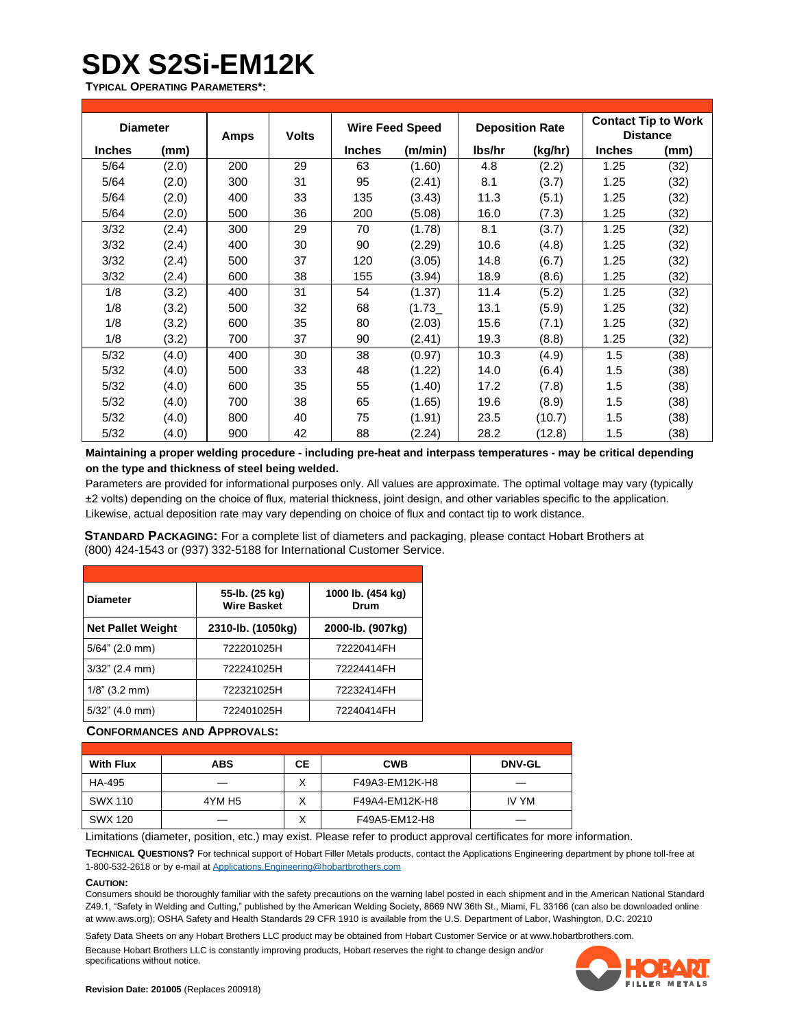# SDX S2Si-EM12K

**TYPICAL OPERATING PARAMETERS*:**

| Diameter | | Amps | Volts | Wire Feed Speed | | Deposition Rate | | Contact Tip to Work Distance | |
|---|---|---|---|---|---|---|---|---|---|
| Inches | (mm) | | | Inches | (m/min) | lbs/hr | (kg/hr) | Inches | (mm) |
| 5/64 | (2.0) | 200 | 29 | 63 | (1.60) | 4.8 | (2.2) | 1.25 | (32) |
| 5/64 | (2.0) | 300 | 31 | 95 | (2.41) | 8.1 | (3.7) | 1.25 | (32) |
| 5/64 | (2.0) | 400 | 33 | 135 | (3.43) | 11.3 | (5.1) | 1.25 | (32) |
| 5/64 | (2.0) | 500 | 36 | 200 | (5.08) | 16.0 | (7.3) | 1.25 | (32) |
| 3/32 | (2.4) | 300 | 29 | 70 | (1.78) | 8.1 | (3.7) | 1.25 | (32) |
| 3/32 | (2.4) | 400 | 30 | 90 | (2.29) | 10.6 | (4.8) | 1.25 | (32) |
| 3/32 | (2.4) | 500 | 37 | 120 | (3.05) | 14.8 | (6.7) | 1.25 | (32) |
| 3/32 | (2.4) | 600 | 38 | 155 | (3.94) | 18.9 | (8.6) | 1.25 | (32) |
| 1/8 | (3.2) | 400 | 31 | 54 | (1.37) | 11.4 | (5.2) | 1.25 | (32) |
| 1/8 | (3.2) | 500 | 32 | 68 | (1.73_ | 13.1 | (5.9) | 1.25 | (32) |
| 1/8 | (3.2) | 600 | 35 | 80 | (2.03) | 15.6 | (7.1) | 1.25 | (32) |
| 1/8 | (3.2) | 700 | 37 | 90 | (2.41) | 19.3 | (8.8) | 1.25 | (32) |
| 5/32 | (4.0) | 400 | 30 | 38 | (0.97) | 10.3 | (4.9) | 1.5 | (38) |
| 5/32 | (4.0) | 500 | 33 | 48 | (1.22) | 14.0 | (6.4) | 1.5 | (38) |
| 5/32 | (4.0) | 600 | 35 | 55 | (1.40) | 17.2 | (7.8) | 1.5 | (38) |
| 5/32 | (4.0) | 700 | 38 | 65 | (1.65) | 19.6 | (8.9) | 1.5 | (38) |
| 5/32 | (4.0) | 800 | 40 | 75 | (1.91) | 23.5 | (10.7) | 1.5 | (38) |
| 5/32 | (4.0) | 900 | 42 | 88 | (2.24) | 28.2 | (12.8) | 1.5 | (38) |

**Maintaining a proper welding procedure - including pre-heat and interpass temperatures - may be critical depending on the type and thickness of steel being welded.**

Parameters are provided for informational purposes only. All values are approximate. The optimal voltage may vary (typically ±2 volts) depending on the choice of flux, material thickness, joint design, and other variables specific to the application. Likewise, actual deposition rate may vary depending on choice of flux and contact tip to work distance.

**STANDARD PACKAGING:** For a complete list of diameters and packaging, please contact Hobart Brothers at (800) 424-1543 or (937) 332-5188 for International Customer Service.

| Diameter | 55-lb. (25 kg) Wire Basket | 1000 lb. (454 kg) Drum |
|---|---|---|
| **Net Pallet Weight** | **2310-lb. (1050kg)** | **2000-lb. (907kg)** |
| 5/64" (2.0 mm) | 722201025H | 72220414FH |
| 3/32" (2.4 mm) | 722241025H | 72224414FH |
| 1/8" (3.2 mm) | 722321025H | 72232414FH |
| 5/32" (4.0 mm) | 722401025H | 72240414FH |

**CONFORMANCES AND APPROVALS:**

| With Flux | ABS | CE | CWB | DNV-GL |
|---|---|---|---|---|
| HA-495 | — | X | F49A3-EM12K-H8 | — |
| SWX 110 | 4YM H5 | X | F49A4-EM12K-H8 | IV YM |
| SWX 120 | — | X | F49A5-EM12-H8 | — |

Limitations (diameter, position, etc.) may exist. Please refer to product approval certificates for more information.

**TECHNICAL QUESTIONS?** For technical support of Hobart Filler Metals products, contact the Applications Engineering department by phone toll-free at 1-800-532-2618 or by e-mail at Applications.Engineering@hobartbrothers.com

**CAUTION:**

Consumers should be thoroughly familiar with the safety precautions on the warning label posted in each shipment and in the American National Standard Z49.1, "Safety in Welding and Cutting," published by the American Welding Society, 8669 NW 36th St., Miami, FL 33166 (can also be downloaded online at www.aws.org); OSHA Safety and Health Standards 29 CFR 1910 is available from the U.S. Department of Labor, Washington, D.C. 20210

Safety Data Sheets on any Hobart Brothers LLC product may be obtained from Hobart Customer Service or at www.hobartbrothers.com.

Because Hobart Brothers LLC is constantly improving products, Hobart reserves the right to change design and/or specifications without notice.

HOBART FILLER METALS

**Revision Date: 201005** (Replaces 200918)